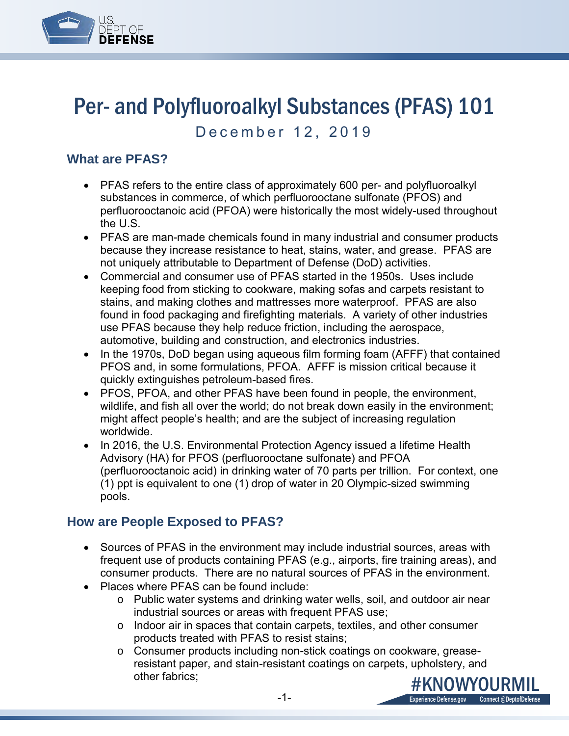# Per- and Polyfluoroalkyl Substances (PFAS) 101

December 12, 2019

## What are PFAS?

- PFAS refers to the entire class of approximately 600 per- and polyfluoroalkyl substances in commerce, of which perfluorooctane sulfonate (PFOS) and perfluorooctanoic acid (PFOA) were historically the most widely-used throughout the U.S.
- PFAS are man-made chemicals found in many industrial and consumer products because they increase resistance to heat, stains, water, and grease. PFAS are not uniquely attributable to Department of Defense (DoD) activities.
- Commercial and consumer use of PFAS started in the 1950s. Uses include keeping food from sticking to cookware, making sofas and carpets resistant to stains, and making clothes and mattresses more waterproof. PFAS are also found in food packaging and firefighting materials. A variety of other industries use PFAS because they help reduce friction, including the aerospace, automotive, building and construction, and electronics industries.
- In the 1970s, DoD began using aqueous film forming foam (AFFF) that contained PFOS and, in some formulations, PFOA. AFFF is mission critical because it quickly extinguishes petroleum-based fires.
- PFOS, PFOA, and other PFAS have been found in people, the environment, wildlife, and fish all over the world; do not break down easily in the environment; might affect people's health; and are the subject of increasing regulation worldwide.
- In 2016, the U.S. Environmental Protection Agency issued a lifetime Health Advisory (HA) for PFOS (perfluorooctane sulfonate) and PFOA (perfluorooctanoic acid) in drinking water of 70 parts per trillion. For context, one (1) ppt is equivalent to one (1) drop of water in 20 Olympic-sized swimming pools.

## How are People Exposed to PFAS?

- Sources of PFAS in the environment may include industrial sources, areas with frequent use of products containing PFAS (e.g., airports, fire training areas), and consumer products. There are no natural sources of PFAS in the environment.
- Places where PFAS can be found include:
  - Public water systems and drinking water wells, soil, and outdoor air near industrial sources or areas with frequent PFAS use;
  - Indoor air in spaces that contain carpets, textiles, and other consumer products treated with PFAS to resist stains;
  - Consumer products including non-stick coatings on cookware, grease-resistant paper, and stain-resistant coatings on carpets, upholstery, and other fabrics;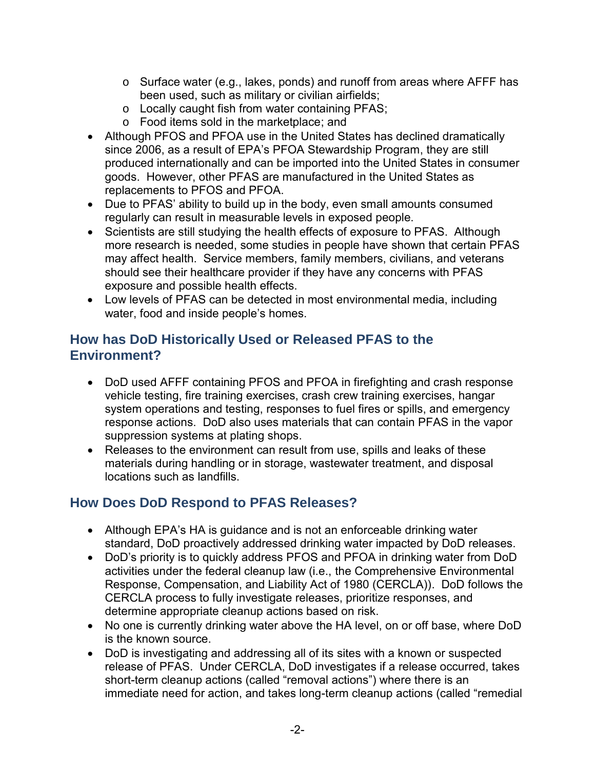- Surface water (e.g., lakes, ponds) and runoff from areas where AFFF has been used, such as military or civilian airfields;
  - Locally caught fish from water containing PFAS;
  - Food items sold in the marketplace; and
- Although PFOS and PFOA use in the United States has declined dramatically since 2006, as a result of EPA's PFOA Stewardship Program, they are still produced internationally and can be imported into the United States in consumer goods. However, other PFAS are manufactured in the United States as replacements to PFOS and PFOA.
- Due to PFAS' ability to build up in the body, even small amounts consumed regularly can result in measurable levels in exposed people.
- Scientists are still studying the health effects of exposure to PFAS. Although more research is needed, some studies in people have shown that certain PFAS may affect health. Service members, family members, civilians, and veterans should see their healthcare provider if they have any concerns with PFAS exposure and possible health effects.
- Low levels of PFAS can be detected in most environmental media, including water, food and inside people's homes.

## How has DoD Historically Used or Released PFAS to the Environment?

- DoD used AFFF containing PFOS and PFOA in firefighting and crash response vehicle testing, fire training exercises, crash crew training exercises, hangar system operations and testing, responses to fuel fires or spills, and emergency response actions. DoD also uses materials that can contain PFAS in the vapor suppression systems at plating shops.
- Releases to the environment can result from use, spills and leaks of these materials during handling or in storage, wastewater treatment, and disposal locations such as landfills.

## How Does DoD Respond to PFAS Releases?

- Although EPA's HA is guidance and is not an enforceable drinking water standard, DoD proactively addressed drinking water impacted by DoD releases.
- DoD's priority is to quickly address PFOS and PFOA in drinking water from DoD activities under the federal cleanup law (i.e., the Comprehensive Environmental Response, Compensation, and Liability Act of 1980 (CERCLA)). DoD follows the CERCLA process to fully investigate releases, prioritize responses, and determine appropriate cleanup actions based on risk.
- No one is currently drinking water above the HA level, on or off base, where DoD is the known source.
- DoD is investigating and addressing all of its sites with a known or suspected release of PFAS. Under CERCLA, DoD investigates if a release occurred, takes short-term cleanup actions (called "removal actions") where there is an immediate need for action, and takes long-term cleanup actions (called "remedial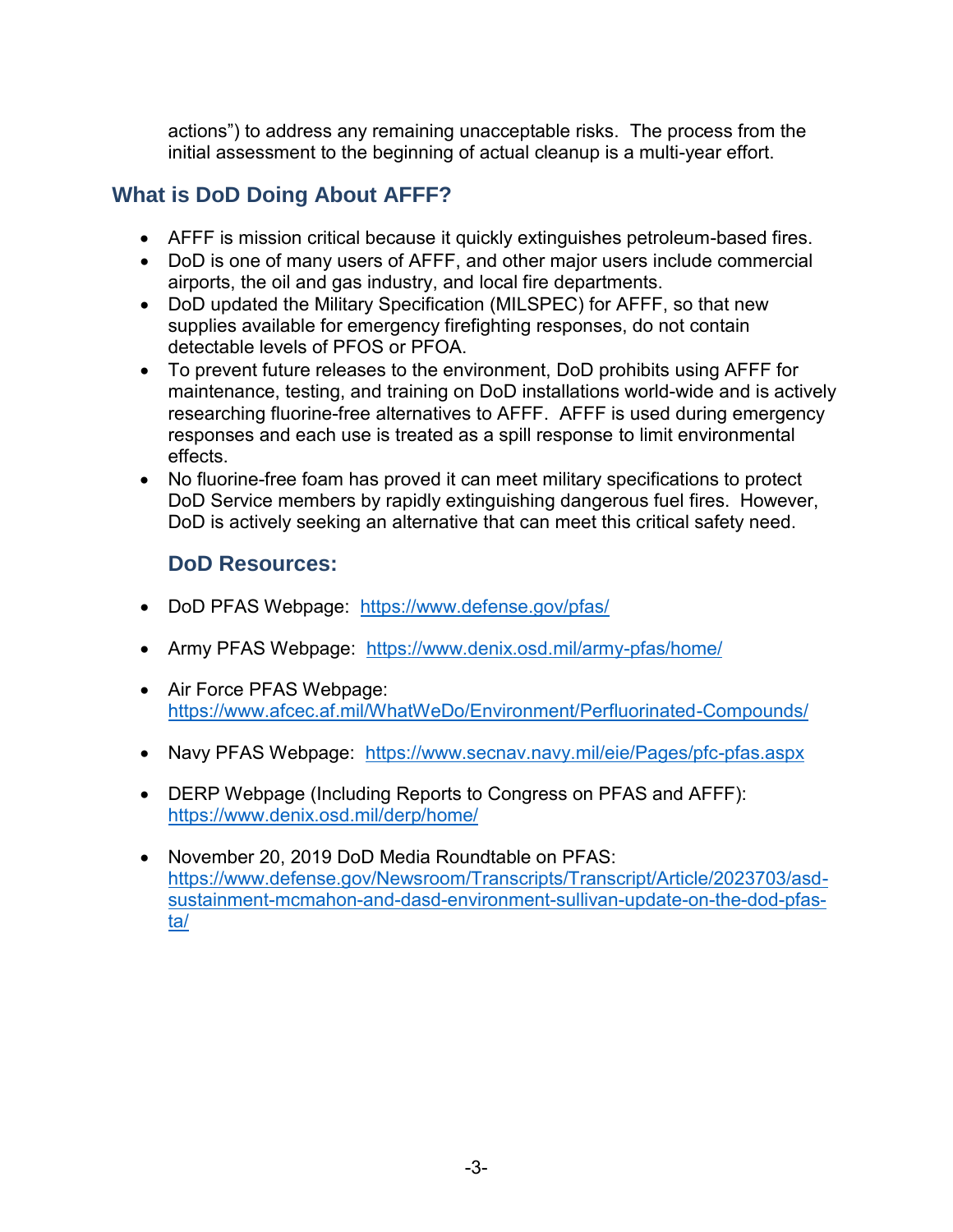actions") to address any remaining unacceptable risks. The process from the initial assessment to the beginning of actual cleanup is a multi-year effort.

## What is DoD Doing About AFFF?

- AFFF is mission critical because it quickly extinguishes petroleum-based fires.
- DoD is one of many users of AFFF, and other major users include commercial airports, the oil and gas industry, and local fire departments.
- DoD updated the Military Specification (MILSPEC) for AFFF, so that new supplies available for emergency firefighting responses, do not contain detectable levels of PFOS or PFOA.
- To prevent future releases to the environment, DoD prohibits using AFFF for maintenance, testing, and training on DoD installations world-wide and is actively researching fluorine-free alternatives to AFFF. AFFF is used during emergency responses and each use is treated as a spill response to limit environmental effects.
- No fluorine-free foam has proved it can meet military specifications to protect DoD Service members by rapidly extinguishing dangerous fuel fires. However, DoD is actively seeking an alternative that can meet this critical safety need.

### DoD Resources:

- DoD PFAS Webpage: https://www.defense.gov/pfas/
- Army PFAS Webpage: https://www.denix.osd.mil/army-pfas/home/
- Air Force PFAS Webpage: https://www.afcec.af.mil/WhatWeDo/Environment/Perfluorinated-Compounds/
- Navy PFAS Webpage: https://www.secnav.navy.mil/eie/Pages/pfc-pfas.aspx
- DERP Webpage (Including Reports to Congress on PFAS and AFFF): https://www.denix.osd.mil/derp/home/
- November 20, 2019 DoD Media Roundtable on PFAS: https://www.defense.gov/Newsroom/Transcripts/Transcript/Article/2023703/asd-sustainment-mcmahon-and-dasd-environment-sullivan-update-on-the-dod-pfas-ta/